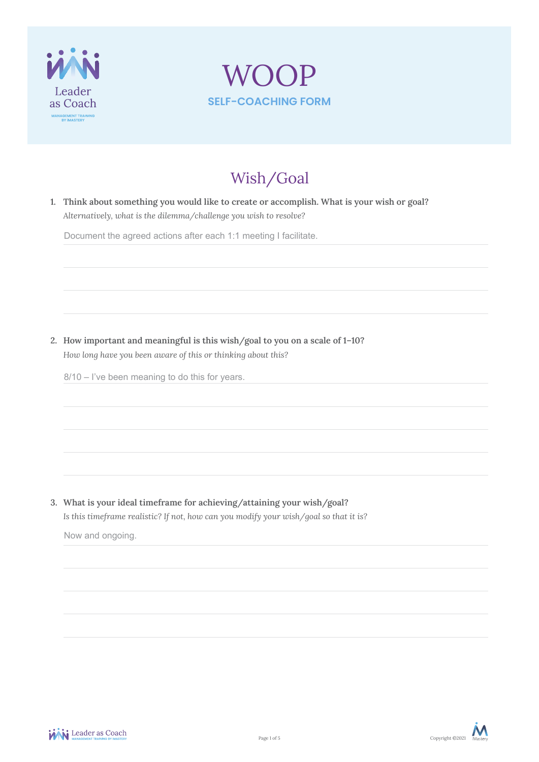Leader as Coach

MANAGEMENT TRAINING BY IMASTERY

# WOOP

**SELF-COACHING FORM**

## Wish/Goal

1. **Think about something you would like to create or accomplish. What is your wish or goal?**
   *Alternatively, what is the dilemma/challenge you wish to resolve?*

   Document the agreed actions after each 1:1 meeting I facilitate.

2. **How important and meaningful is this wish/goal to you on a scale of 1–10?**
   *How long have you been aware of this or thinking about this?*

   8/10 – I've been meaning to do this for years.

3. **What is your ideal timeframe for achieving/attaining your wish/goal?**
   *Is this timeframe realistic? If not, how can you modify your wish/goal so that it is?*

   Now and ongoing.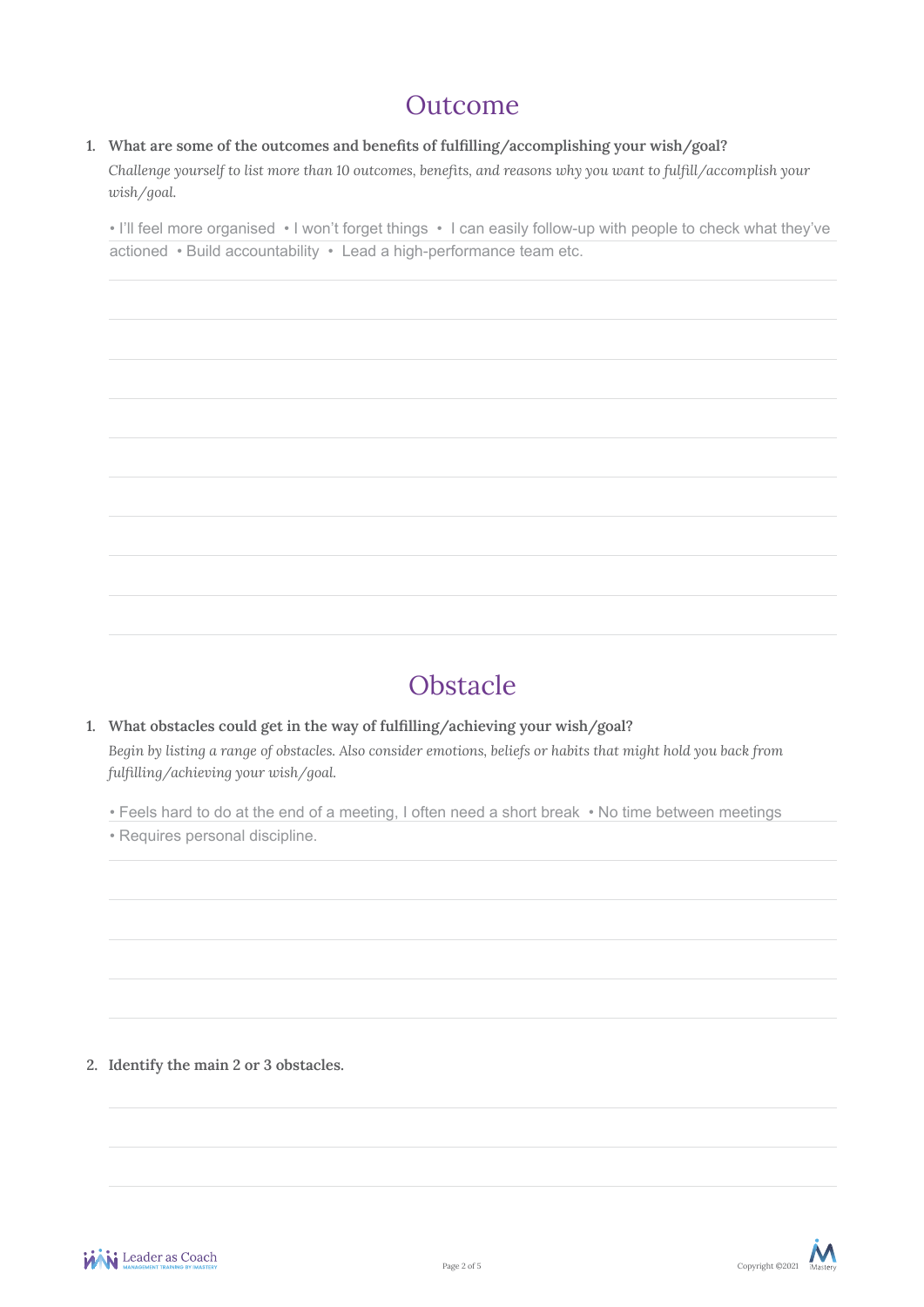# Outcome

1. **What are some of the outcomes and benefits of fulfilling/accomplishing your wish/goal?**

   *Challenge yourself to list more than 10 outcomes, benefits, and reasons why you want to fulfill/accomplish your wish/goal.*

   • I'll feel more organised • I won't forget things • I can easily follow-up with people to check what they've actioned • Build accountability • Lead a high-performance team etc.

# Obstacle

1. **What obstacles could get in the way of fulfilling/achieving your wish/goal?**

   *Begin by listing a range of obstacles. Also consider emotions, beliefs or habits that might hold you back from fulfilling/achieving your wish/goal.*

   • Feels hard to do at the end of a meeting, I often need a short break • No time between meetings • Requires personal discipline.

2. **Identify the main 2 or 3 obstacles.**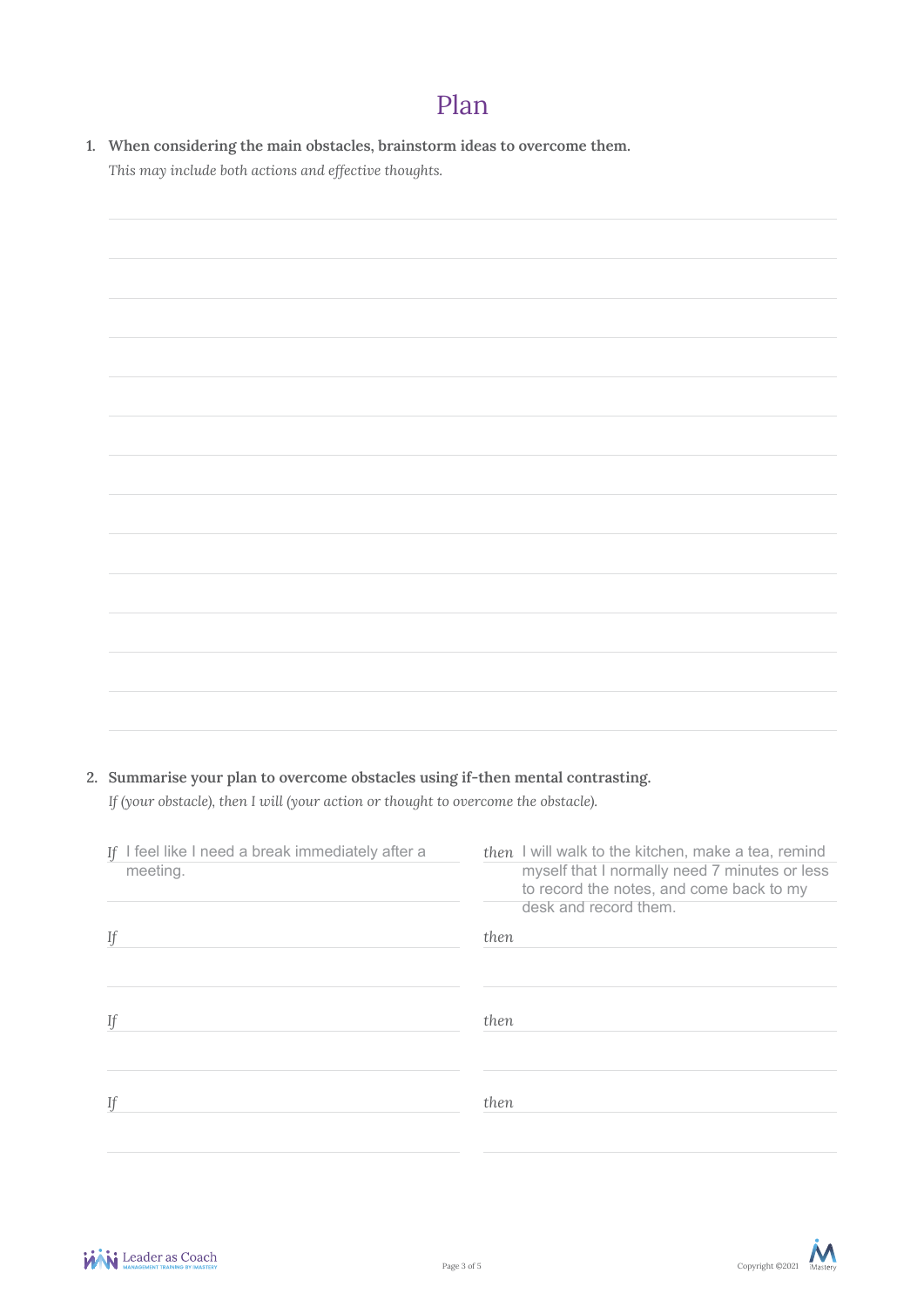# Plan

1. **When considering the main obstacles, brainstorm ideas to overcome them.**

   *This may include both actions and effective thoughts.*

2. **Summarise your plan to overcome obstacles using if-then mental contrasting.**

   *If (your obstacle), then I will (your action or thought to overcome the obstacle).*

| If | then |
|---|---|
| *If* I feel like I need a break immediately after a meeting. | *then* I will walk to the kitchen, make a tea, remind myself that I normally need 7 minutes or less to record the notes, and come back to my desk and record them. |
| *If* | *then* |
| *If* | *then* |
| *If* | *then* |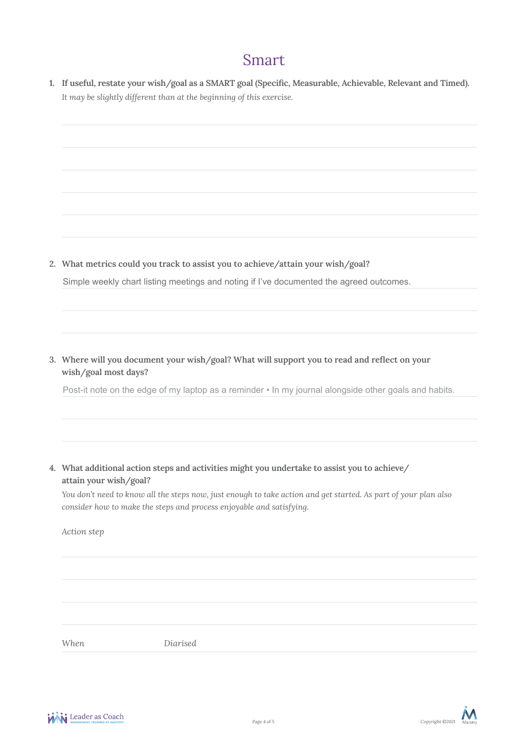# Smart

1. **If useful, restate your wish/goal as a SMART goal (Specific, Measurable, Achievable, Relevant and Timed).**
   *It may be slightly different than at the beginning of this exercise.*

2. **What metrics could you track to assist you to achieve/attain your wish/goal?**
   Simple weekly chart listing meetings and noting if I've documented the agreed outcomes.

3. **Where will you document your wish/goal? What will support you to read and reflect on your wish/goal most days?**
   Post-it note on the edge of my laptop as a reminder • In my journal alongside other goals and habits.

4. **What additional action steps and activities might you undertake to assist you to achieve/ attain your wish/goal?**
   *You don't need to know all the steps now, just enough to take action and get started. As part of your plan also consider how to make the steps and process enjoyable and satisfying.*

   *Action step*

   *When* *Diarised*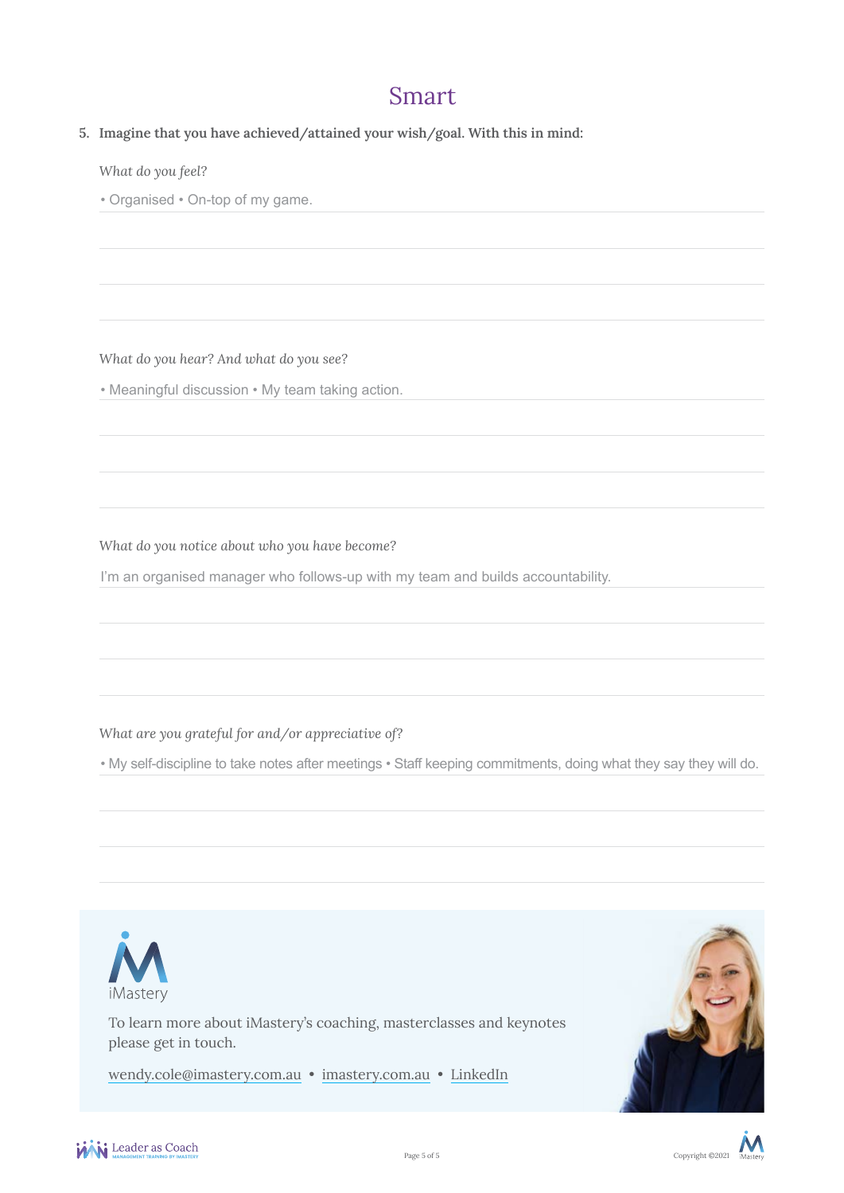# Smart

5. **Imagine that you have achieved/attained your wish/goal. With this in mind:**

*What do you feel?*

• Organised • On-top of my game.

*What do you hear? And what do you see?*

• Meaningful discussion • My team taking action.

*What do you notice about who you have become?*

I'm an organised manager who follows-up with my team and builds accountability.

*What are you grateful for and/or appreciative of?*

• My self-discipline to take notes after meetings • Staff keeping commitments, doing what they say they will do.

iMastery

To learn more about iMastery's coaching, masterclasses and keynotes please get in touch.

wendy.cole@imastery.com.au • imastery.com.au • LinkedIn